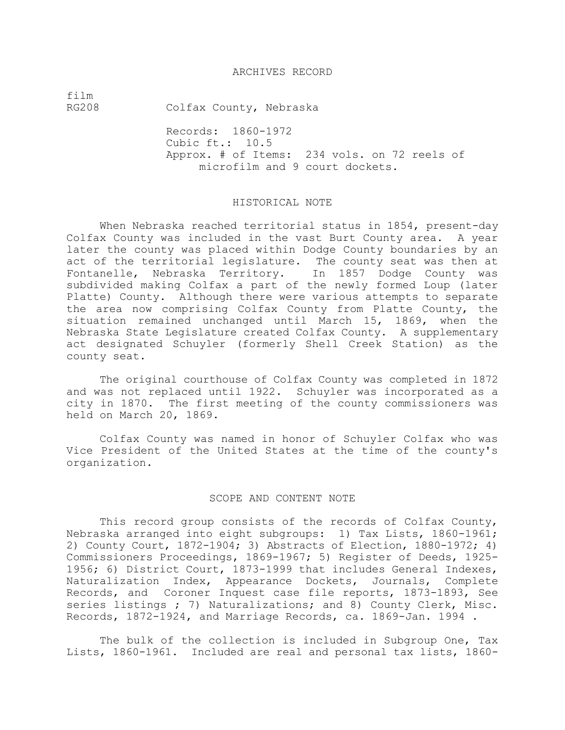# ARCHIVES RECORD

film
RG208 Colfax County, Nebraska

Records: 1860-1972
Cubic ft.: 10.5
Approx. # of Items: 234 vols. on 72 reels of microfilm and 9 court dockets.

## HISTORICAL NOTE

When Nebraska reached territorial status in 1854, present-day Colfax County was included in the vast Burt County area. A year later the county was placed within Dodge County boundaries by an act of the territorial legislature. The county seat was then at Fontanelle, Nebraska Territory. In 1857 Dodge County was subdivided making Colfax a part of the newly formed Loup (later Platte) County. Although there were various attempts to separate the area now comprising Colfax County from Platte County, the situation remained unchanged until March 15, 1869, when the Nebraska State Legislature created Colfax County. A supplementary act designated Schuyler (formerly Shell Creek Station) as the county seat.

The original courthouse of Colfax County was completed in 1872 and was not replaced until 1922. Schuyler was incorporated as a city in 1870. The first meeting of the county commissioners was held on March 20, 1869.

Colfax County was named in honor of Schuyler Colfax who was Vice President of the United States at the time of the county's organization.

## SCOPE AND CONTENT NOTE

This record group consists of the records of Colfax County, Nebraska arranged into eight subgroups: 1) Tax Lists, 1860-1961; 2) County Court, 1872-1904; 3) Abstracts of Election, 1880-1972; 4) Commissioners Proceedings, 1869-1967; 5) Register of Deeds, 1925-1956; 6) District Court, 1873-1999 that includes General Indexes, Naturalization Index, Appearance Dockets, Journals, Complete Records, and Coroner Inquest case file reports, 1873-1893, See series listings ; 7) Naturalizations; and 8) County Clerk, Misc. Records, 1872-1924, and Marriage Records, ca. 1869-Jan. 1994 .

The bulk of the collection is included in Subgroup One, Tax Lists, 1860-1961. Included are real and personal tax lists, 1860-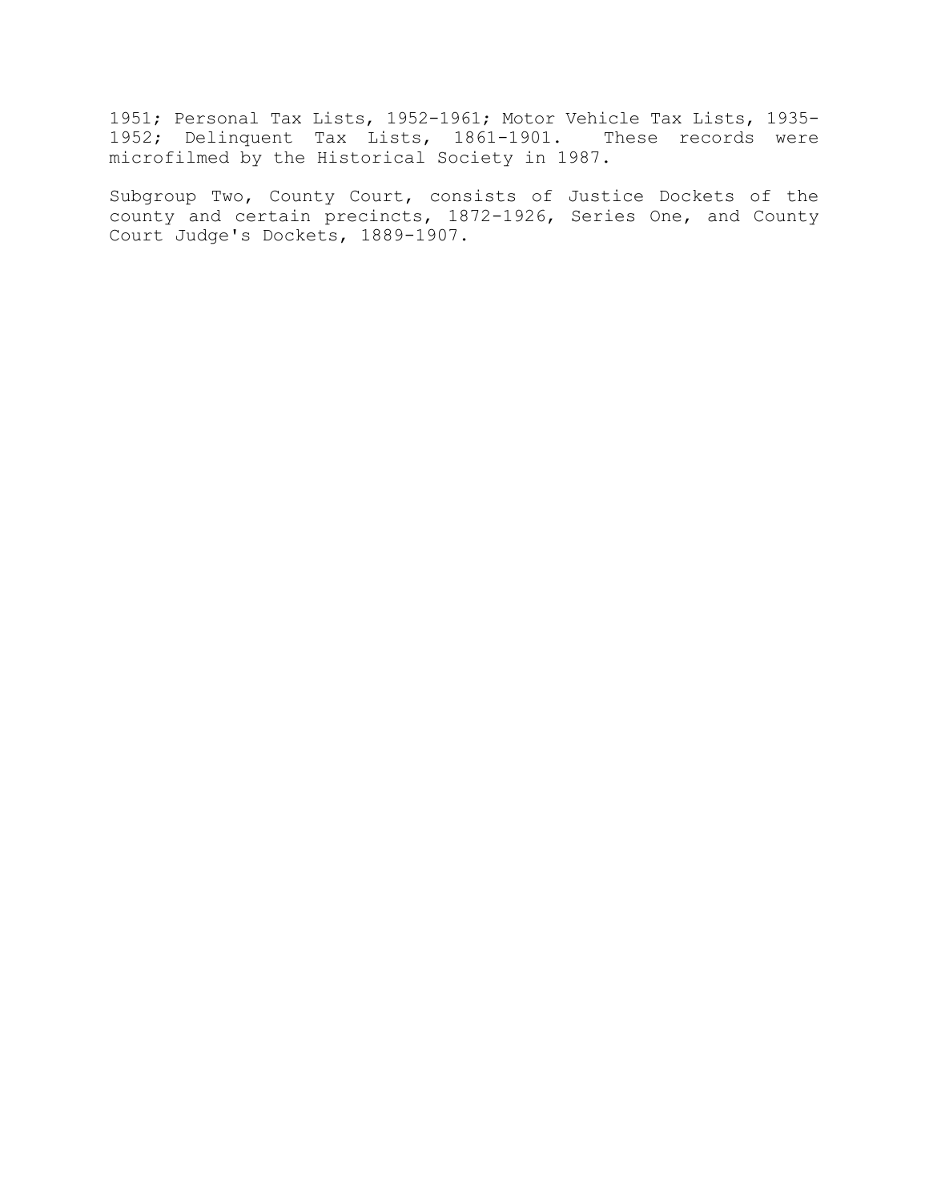1951; Personal Tax Lists, 1952-1961; Motor Vehicle Tax Lists, 1935-1952; Delinquent Tax Lists, 1861-1901. These records were microfilmed by the Historical Society in 1987.

Subgroup Two, County Court, consists of Justice Dockets of the county and certain precincts, 1872-1926, Series One, and County Court Judge's Dockets, 1889-1907.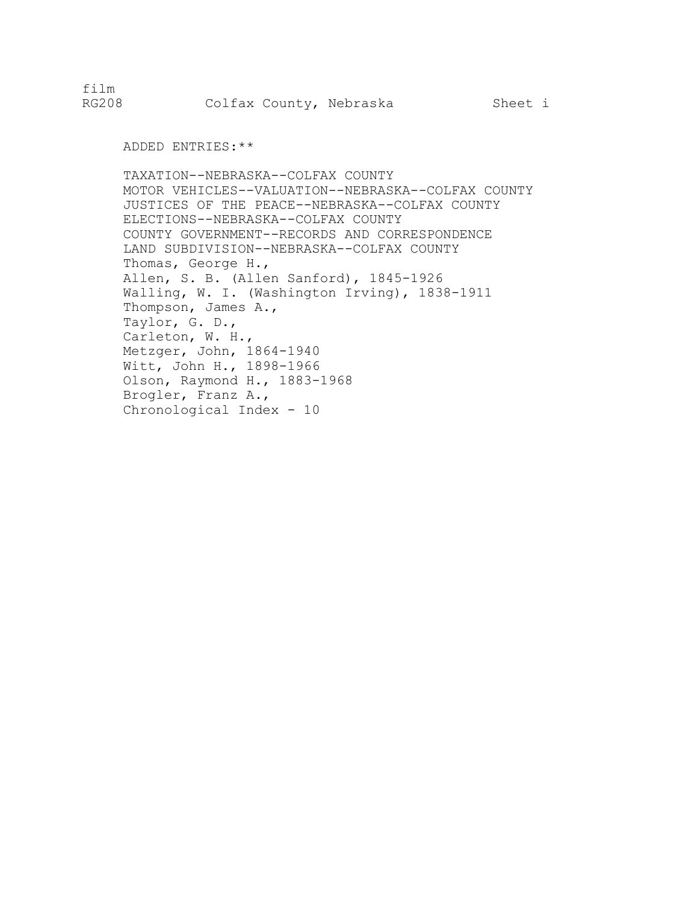film
RG208 Colfax County, Nebraska Sheet i

ADDED ENTRIES:**

TAXATION--NEBRASKA--COLFAX COUNTY
MOTOR VEHICLES--VALUATION--NEBRASKA--COLFAX COUNTY
JUSTICES OF THE PEACE--NEBRASKA--COLFAX COUNTY
ELECTIONS--NEBRASKA--COLFAX COUNTY
COUNTY GOVERNMENT--RECORDS AND CORRESPONDENCE
LAND SUBDIVISION--NEBRASKA--COLFAX COUNTY
Thomas, George H.,
Allen, S. B. (Allen Sanford), 1845-1926
Walling, W. I. (Washington Irving), 1838-1911
Thompson, James A.,
Taylor, G. D.,
Carleton, W. H.,
Metzger, John, 1864-1940
Witt, John H., 1898-1966
Olson, Raymond H., 1883-1968
Brogler, Franz A.,
Chronological Index - 10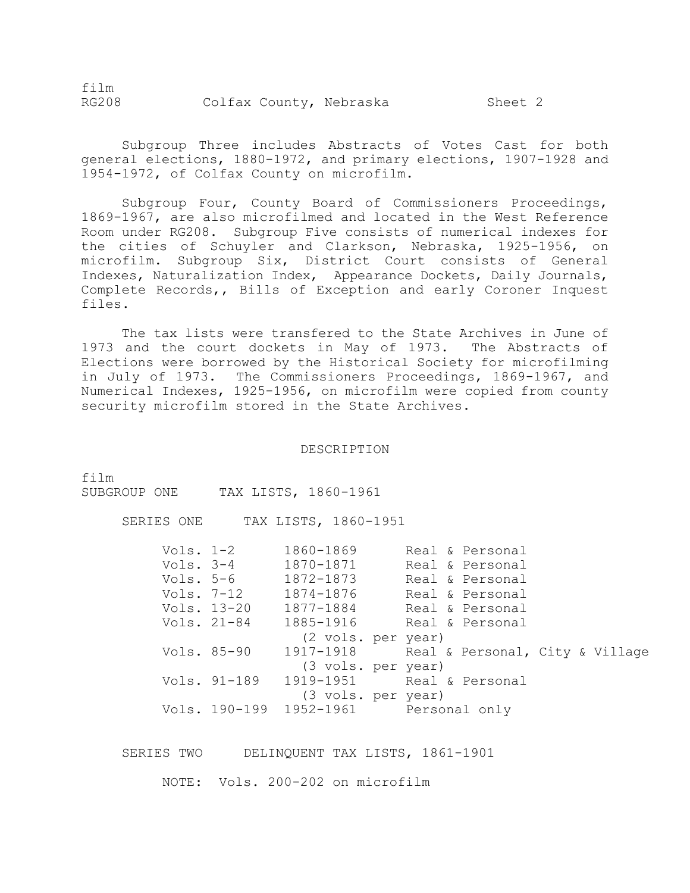film
RG208 Colfax County, Nebraska Sheet 2

Subgroup Three includes Abstracts of Votes Cast for both general elections, 1880-1972, and primary elections, 1907-1928 and 1954-1972, of Colfax County on microfilm.

Subgroup Four, County Board of Commissioners Proceedings, 1869-1967, are also microfilmed and located in the West Reference Room under RG208. Subgroup Five consists of numerical indexes for the cities of Schuyler and Clarkson, Nebraska, 1925-1956, on microfilm. Subgroup Six, District Court consists of General Indexes, Naturalization Index, Appearance Dockets, Daily Journals, Complete Records,, Bills of Exception and early Coroner Inquest files.

The tax lists were transfered to the State Archives in June of 1973 and the court dockets in May of 1973. The Abstracts of Elections were borrowed by the Historical Society for microfilming in July of 1973. The Commissioners Proceedings, 1869-1967, and Numerical Indexes, 1925-1956, on microfilm were copied from county security microfilm stored in the State Archives.

## DESCRIPTION

film
SUBGROUP ONE TAX LISTS, 1860-1961

SERIES ONE TAX LISTS, 1860-1951

| | | |
|---|---|---|
| Vols. 1-2 | 1860-1869 | Real & Personal |
| Vols. 3-4 | 1870-1871 | Real & Personal |
| Vols. 5-6 | 1872-1873 | Real & Personal |
| Vols. 7-12 | 1874-1876 | Real & Personal |
| Vols. 13-20 | 1877-1884 | Real & Personal |
| Vols. 21-84 | 1885-1916 (2 vols. per year) | Real & Personal |
| Vols. 85-90 | 1917-1918 (3 vols. per year) | Real & Personal, City & Village |
| Vols. 91-189 | 1919-1951 (3 vols. per year) | Real & Personal |
| Vols. 190-199 | 1952-1961 | Personal only |

SERIES TWO DELINQUENT TAX LISTS, 1861-1901

NOTE: Vols. 200-202 on microfilm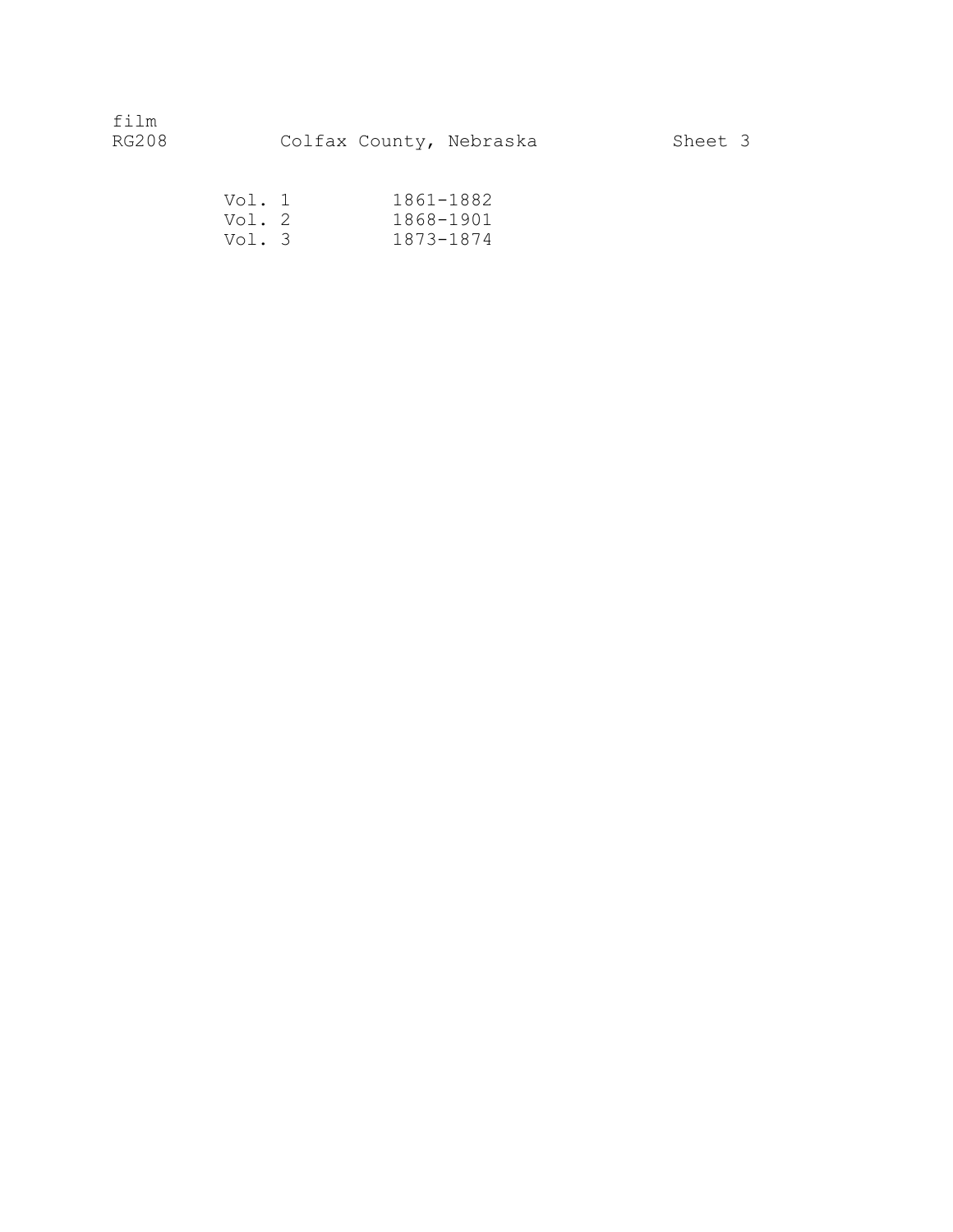film
RG208 Colfax County, Nebraska Sheet 3

| | |
|---|---|
| Vol. 1 | 1861-1882 |
| Vol. 2 | 1868-1901 |
| Vol. 3 | 1873-1874 |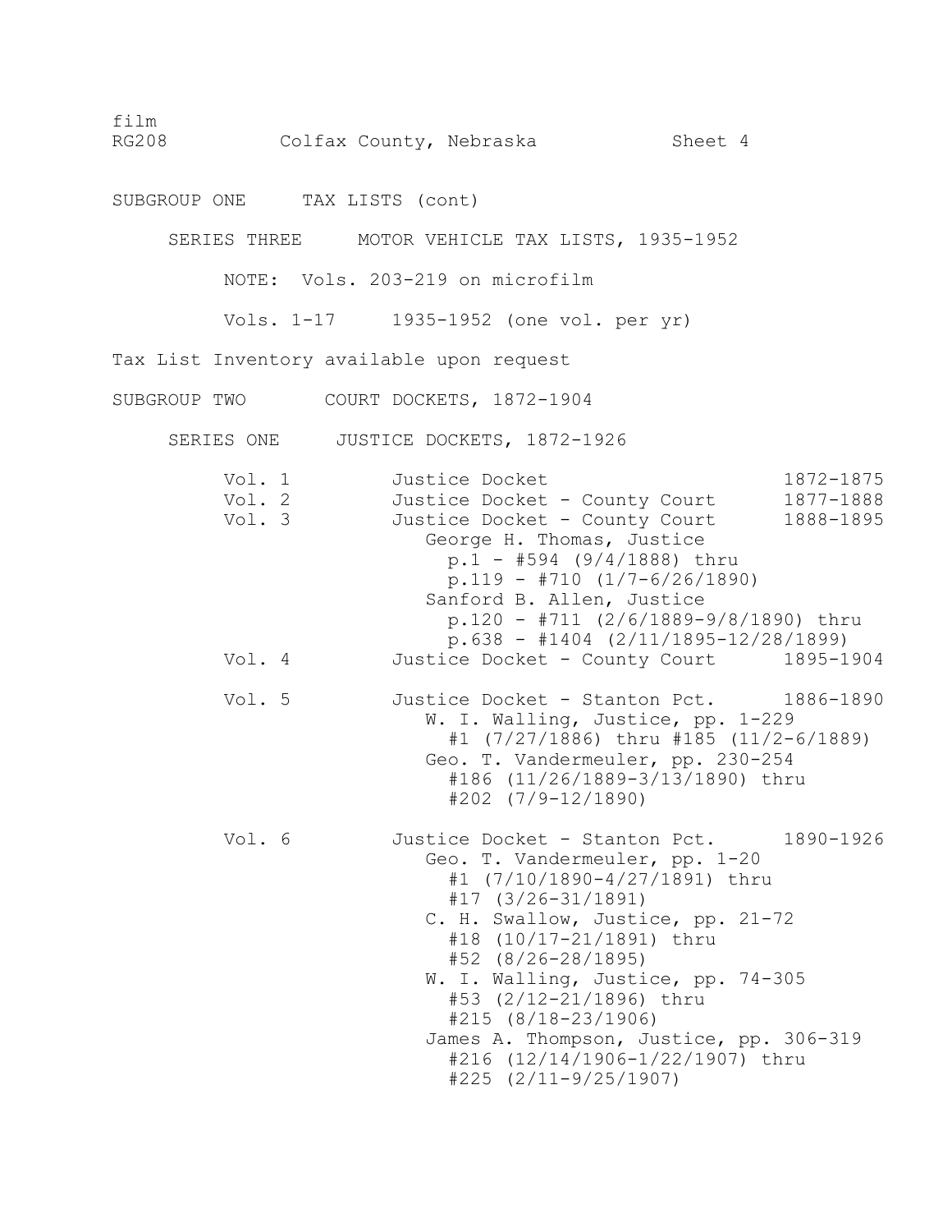film
RG208 Colfax County, Nebraska Sheet 4

SUBGROUP ONE TAX LISTS (cont)

SERIES THREE MOTOR VEHICLE TAX LISTS, 1935-1952

NOTE: Vols. 203-219 on microfilm

Vols. 1-17 1935-1952 (one vol. per yr)

Tax List Inventory available upon request

SUBGROUP TWO COURT DOCKETS, 1872-1904

SERIES ONE JUSTICE DOCKETS, 1872-1926

Vol. 1 Justice Docket 1872-1875

Vol. 2 Justice Docket - County Court 1877-1888

Vol. 3 Justice Docket - County Court 1888-1895
- George H. Thomas, Justice
  - p.1 - #594 (9/4/1888) thru
  - p.119 - #710 (1/7-6/26/1890)
- Sanford B. Allen, Justice
  - p.120 - #711 (2/6/1889-9/8/1890) thru
  - p.638 - #1404 (2/11/1895-12/28/1899)

Vol. 4 Justice Docket - County Court 1895-1904

Vol. 5 Justice Docket - Stanton Pct. 1886-1890
- W. I. Walling, Justice, pp. 1-229
  - #1 (7/27/1886) thru #185 (11/2-6/1889)
- Geo. T. Vandermeuler, pp. 230-254
  - #186 (11/26/1889-3/13/1890) thru
  - #202 (7/9-12/1890)

Vol. 6 Justice Docket - Stanton Pct. 1890-1926
- Geo. T. Vandermeuler, pp. 1-20
  - #1 (7/10/1890-4/27/1891) thru
  - #17 (3/26-31/1891)
- C. H. Swallow, Justice, pp. 21-72
  - #18 (10/17-21/1891) thru
  - #52 (8/26-28/1895)
- W. I. Walling, Justice, pp. 74-305
  - #53 (2/12-21/1896) thru
  - #215 (8/18-23/1906)
- James A. Thompson, Justice, pp. 306-319
  - #216 (12/14/1906-1/22/1907) thru
  - #225 (2/11-9/25/1907)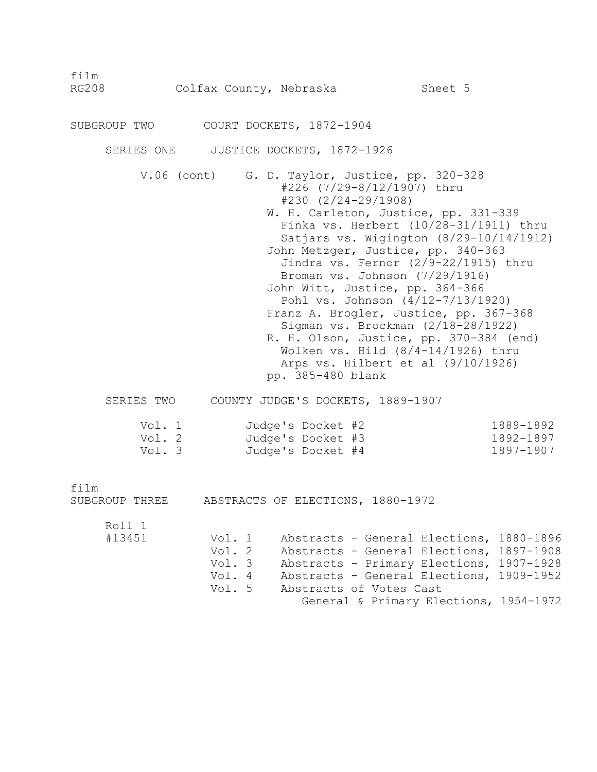film
RG208 Colfax County, Nebraska Sheet 5

## SUBGROUP TWO COURT DOCKETS, 1872-1904

### SERIES ONE JUSTICE DOCKETS, 1872-1926

V.06 (cont)
- G. D. Taylor, Justice, pp. 320-328
  - #226 (7/29-8/12/1907) thru
  - #230 (2/24-29/1908)
- W. H. Carleton, Justice, pp. 331-339
  - Finka vs. Herbert (10/28-31/1911) thru
  - Satjars vs. Wigington (8/29-10/14/1912)
- John Metzger, Justice, pp. 340-363
  - Jindra vs. Fernor (2/9-22/1915) thru
  - Broman vs. Johnson (7/29/1916)
- John Witt, Justice, pp. 364-366
  - Pohl vs. Johnson (4/12-7/13/1920)
- Franz A. Brogler, Justice, pp. 367-368
  - Sigman vs. Brockman (2/18-28/1922)
- R. H. Olson, Justice, pp. 370-384 (end)
  - Wolken vs. Hild (8/4-14/1926) thru
  - Arps vs. Hilbert et al (9/10/1926)
- pp. 385-480 blank

### SERIES TWO COUNTY JUDGE'S DOCKETS, 1889-1907

| Vol. | Title | Dates |
|---|---|---|
| Vol. 1 | Judge's Docket #2 | 1889-1892 |
| Vol. 2 | Judge's Docket #3 | 1892-1897 |
| Vol. 3 | Judge's Docket #4 | 1897-1907 |

film

## SUBGROUP THREE ABSTRACTS OF ELECTIONS, 1880-1972

| Roll | Vol. | Title |
|---|---|---|
| Roll 1 #13451 | Vol. 1 | Abstracts - General Elections, 1880-1896 |
| | Vol. 2 | Abstracts - General Elections, 1897-1908 |
| | Vol. 3 | Abstracts - Primary Elections, 1907-1928 |
| | Vol. 4 | Abstracts - General Elections, 1909-1952 |
| | Vol. 5 | Abstracts of Votes Cast General & Primary Elections, 1954-1972 |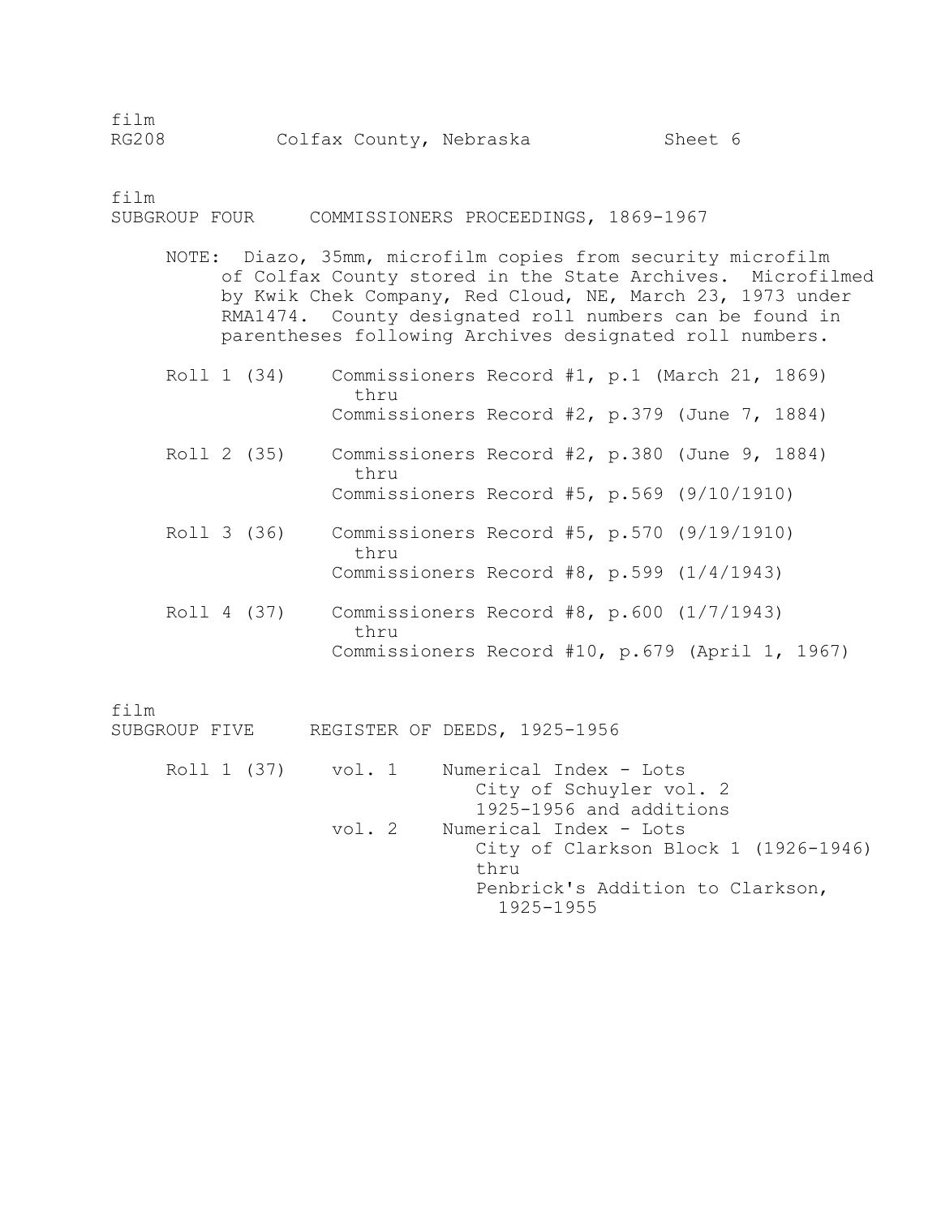film
RG208 Colfax County, Nebraska Sheet 6

film
## SUBGROUP FOUR COMMISSIONERS PROCEEDINGS, 1869-1967

NOTE: Diazo, 35mm, microfilm copies from security microfilm of Colfax County stored in the State Archives. Microfilmed by Kwik Chek Company, Red Cloud, NE, March 23, 1973 under RMA1474. County designated roll numbers can be found in parentheses following Archives designated roll numbers.

| | |
|---|---|
| Roll 1 (34) | Commissioners Record #1, p.1 (March 21, 1869) thru Commissioners Record #2, p.379 (June 7, 1884) |
| Roll 2 (35) | Commissioners Record #2, p.380 (June 9, 1884) thru Commissioners Record #5, p.569 (9/10/1910) |
| Roll 3 (36) | Commissioners Record #5, p.570 (9/19/1910) thru Commissioners Record #8, p.599 (1/4/1943) |
| Roll 4 (37) | Commissioners Record #8, p.600 (1/7/1943) thru Commissioners Record #10, p.679 (April 1, 1967) |

film
## SUBGROUP FIVE REGISTER OF DEEDS, 1925-1956

| | | |
|---|---|---|
| Roll 1 (37) | vol. 1 | Numerical Index - Lots City of Schuyler vol. 2 1925-1956 and additions |
| | vol. 2 | Numerical Index - Lots City of Clarkson Block 1 (1926-1946) thru Penbrick's Addition to Clarkson, 1925-1955 |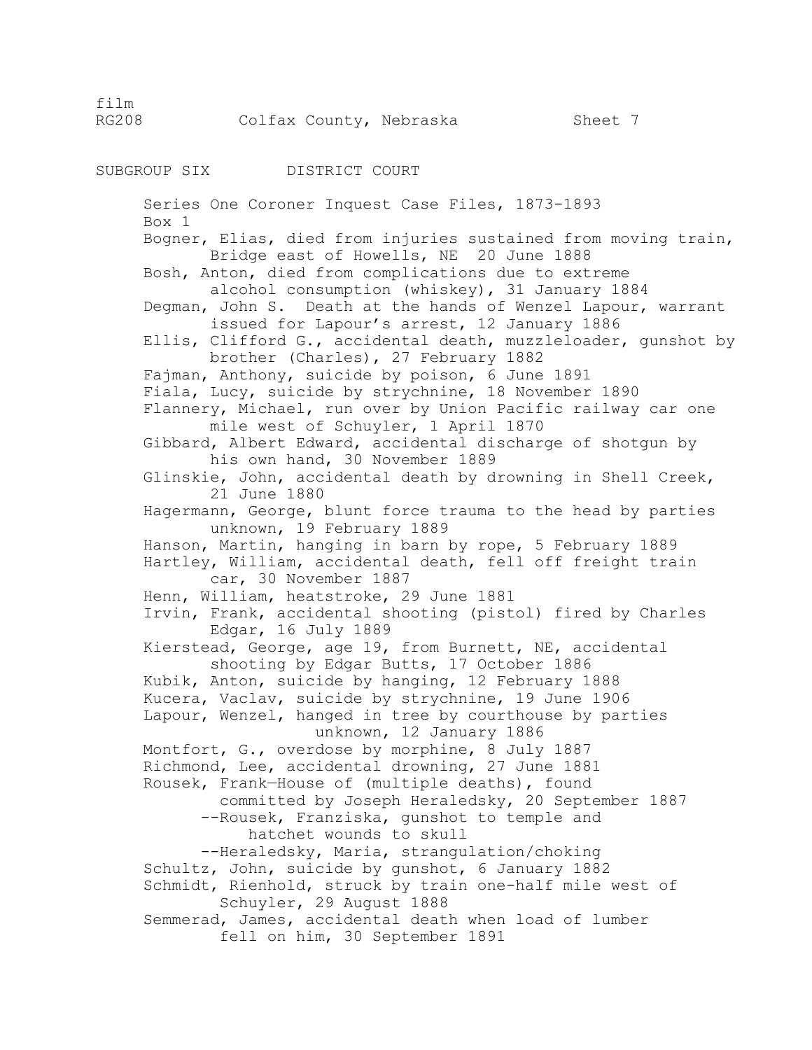film
RG208 Colfax County, Nebraska Sheet 7

## SUBGROUP SIX DISTRICT COURT

Series One Coroner Inquest Case Files, 1873-1893
Box 1

Bogner, Elias, died from injuries sustained from moving train, Bridge east of Howells, NE 20 June 1888
Bosh, Anton, died from complications due to extreme alcohol consumption (whiskey), 31 January 1884
Degman, John S. Death at the hands of Wenzel Lapour, warrant issued for Lapour's arrest, 12 January 1886
Ellis, Clifford G., accidental death, muzzleloader, gunshot by brother (Charles), 27 February 1882
Fajman, Anthony, suicide by poison, 6 June 1891
Fiala, Lucy, suicide by strychnine, 18 November 1890
Flannery, Michael, run over by Union Pacific railway car one mile west of Schuyler, 1 April 1870
Gibbard, Albert Edward, accidental discharge of shotgun by his own hand, 30 November 1889
Glinskie, John, accidental death by drowning in Shell Creek, 21 June 1880
Hagermann, George, blunt force trauma to the head by parties unknown, 19 February 1889
Hanson, Martin, hanging in barn by rope, 5 February 1889
Hartley, William, accidental death, fell off freight train car, 30 November 1887
Henn, William, heatstroke, 29 June 1881
Irvin, Frank, accidental shooting (pistol) fired by Charles Edgar, 16 July 1889
Kierstead, George, age 19, from Burnett, NE, accidental shooting by Edgar Butts, 17 October 1886
Kubik, Anton, suicide by hanging, 12 February 1888
Kucera, Vaclav, suicide by strychnine, 19 June 1906
Lapour, Wenzel, hanged in tree by courthouse by parties unknown, 12 January 1886
Montfort, G., overdose by morphine, 8 July 1887
Richmond, Lee, accidental drowning, 27 June 1881
Rousek, Frank—House of (multiple deaths), found committed by Joseph Heraledsky, 20 September 1887
--Rousek, Franziska, gunshot to temple and hatchet wounds to skull
--Heraledsky, Maria, strangulation/choking
Schultz, John, suicide by gunshot, 6 January 1882
Schmidt, Rienhold, struck by train one-half mile west of Schuyler, 29 August 1888
Semmerad, James, accidental death when load of lumber fell on him, 30 September 1891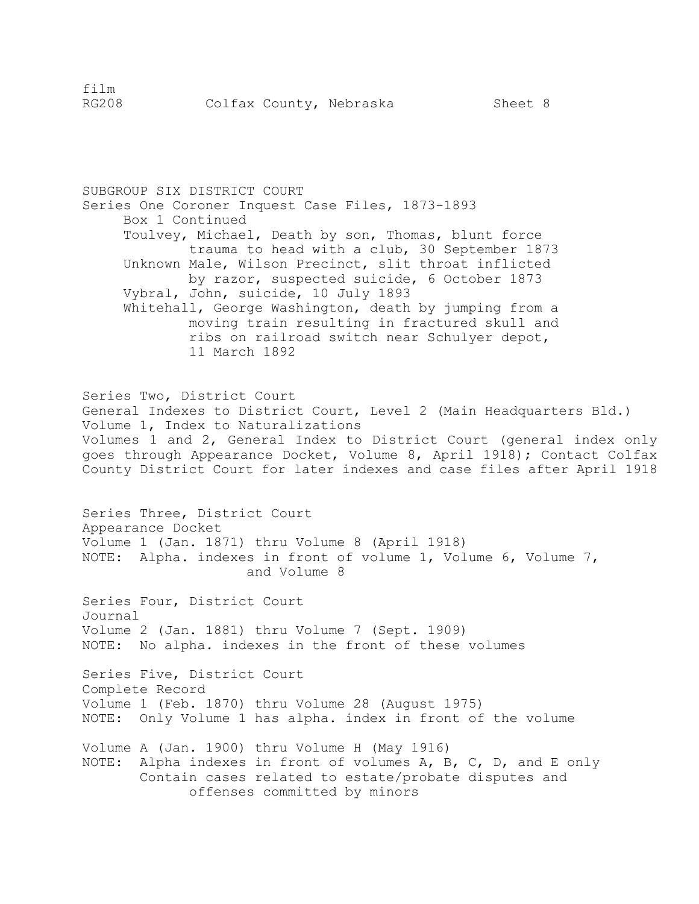SUBGROUP SIX DISTRICT COURT

Series One Coroner Inquest Case Files, 1873-1893

Box 1 Continued

- Toulvey, Michael, Death by son, Thomas, blunt force trauma to head with a club, 30 September 1873
- Unknown Male, Wilson Precinct, slit throat inflicted by razor, suspected suicide, 6 October 1873
- Vybral, John, suicide, 10 July 1893
- Whitehall, George Washington, death by jumping from a moving train resulting in fractured skull and ribs on railroad switch near Schulyer depot, 11 March 1892

Series Two, District Court

General Indexes to District Court, Level 2 (Main Headquarters Bld.)

Volume 1, Index to Naturalizations

Volumes 1 and 2, General Index to District Court (general index only goes through Appearance Docket, Volume 8, April 1918); Contact Colfax County District Court for later indexes and case files after April 1918

Series Three, District Court

Appearance Docket

Volume 1 (Jan. 1871) thru Volume 8 (April 1918)

NOTE: Alpha. indexes in front of volume 1, Volume 6, Volume 7, and Volume 8

Series Four, District Court

Journal

Volume 2 (Jan. 1881) thru Volume 7 (Sept. 1909)

NOTE: No alpha. indexes in the front of these volumes

Series Five, District Court

Complete Record

Volume 1 (Feb. 1870) thru Volume 28 (August 1975)

NOTE: Only Volume 1 has alpha. index in front of the volume

Volume A (Jan. 1900) thru Volume H (May 1916)

NOTE: Alpha indexes in front of volumes A, B, C, D, and E only
Contain cases related to estate/probate disputes and offenses committed by minors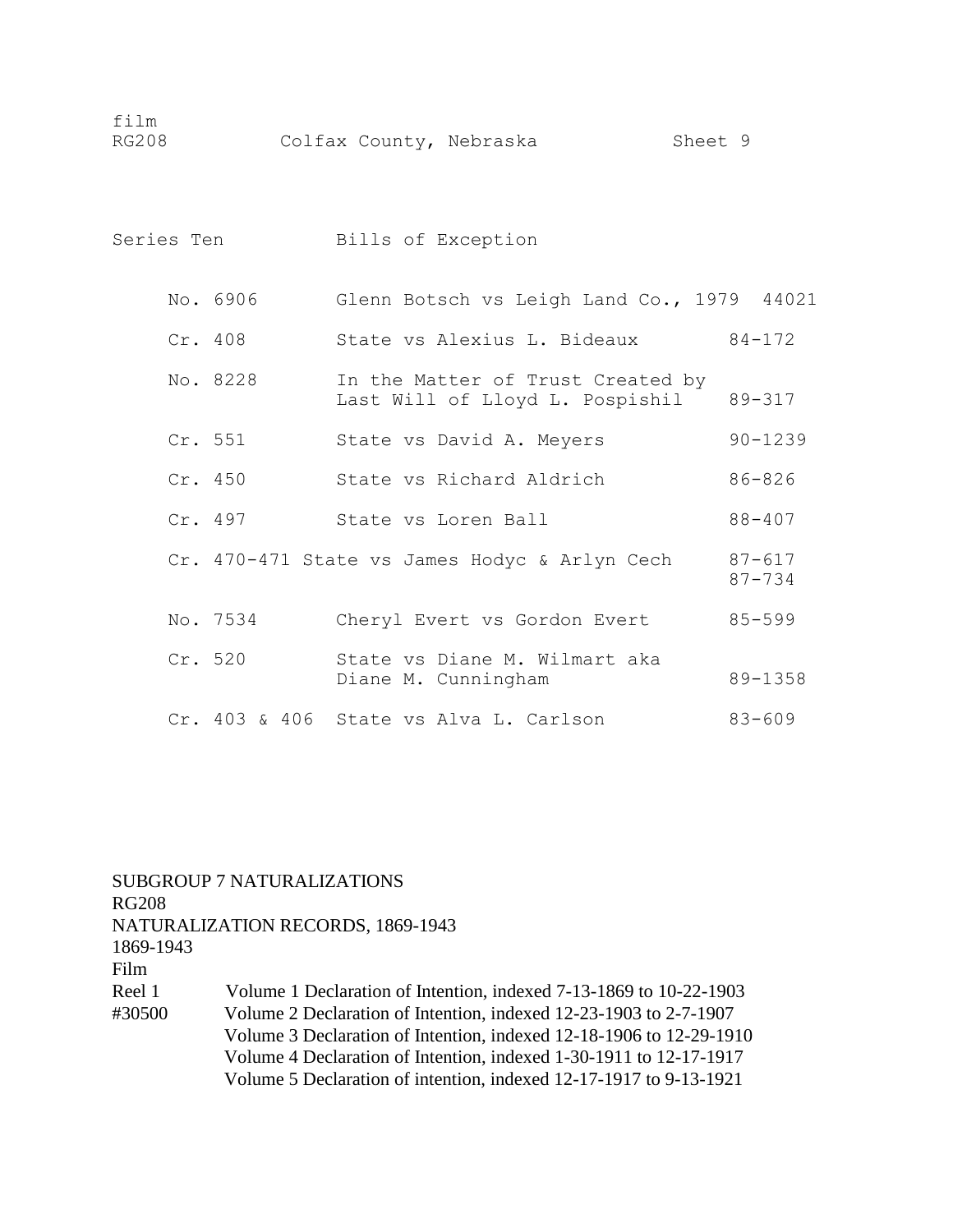film
RG208 Colfax County, Nebraska Sheet 9

Series Ten Bills of Exception

| | | |
|---|---|---|
| No. 6906 | Glenn Botsch vs Leigh Land Co., 1979 | 44021 |
| Cr. 408 | State vs Alexius L. Bideaux | 84-172 |
| No. 8228 | In the Matter of Trust Created by Last Will of Lloyd L. Pospishil | 89-317 |
| Cr. 551 | State vs David A. Meyers | 90-1239 |
| Cr. 450 | State vs Richard Aldrich | 86-826 |
| Cr. 497 | State vs Loren Ball | 88-407 |
| Cr. 470-471 | State vs James Hodyc & Arlyn Cech | 87-617<br>87-734 |
| No. 7534 | Cheryl Evert vs Gordon Evert | 85-599 |
| Cr. 520 | State vs Diane M. Wilmart aka Diane M. Cunningham | 89-1358 |
| Cr. 403 & 406 | State vs Alva L. Carlson | 83-609 |

SUBGROUP 7 NATURALIZATIONS
RG208
NATURALIZATION RECORDS, 1869-1943
1869-1943
Film

| | |
|---|---|
| Reel 1 | Volume 1 Declaration of Intention, indexed 7-13-1869 to 10-22-1903 |
| #30500 | Volume 2 Declaration of Intention, indexed 12-23-1903 to 2-7-1907 |
| | Volume 3 Declaration of Intention, indexed 12-18-1906 to 12-29-1910 |
| | Volume 4 Declaration of Intention, indexed 1-30-1911 to 12-17-1917 |
| | Volume 5 Declaration of intention, indexed 12-17-1917 to 9-13-1921 |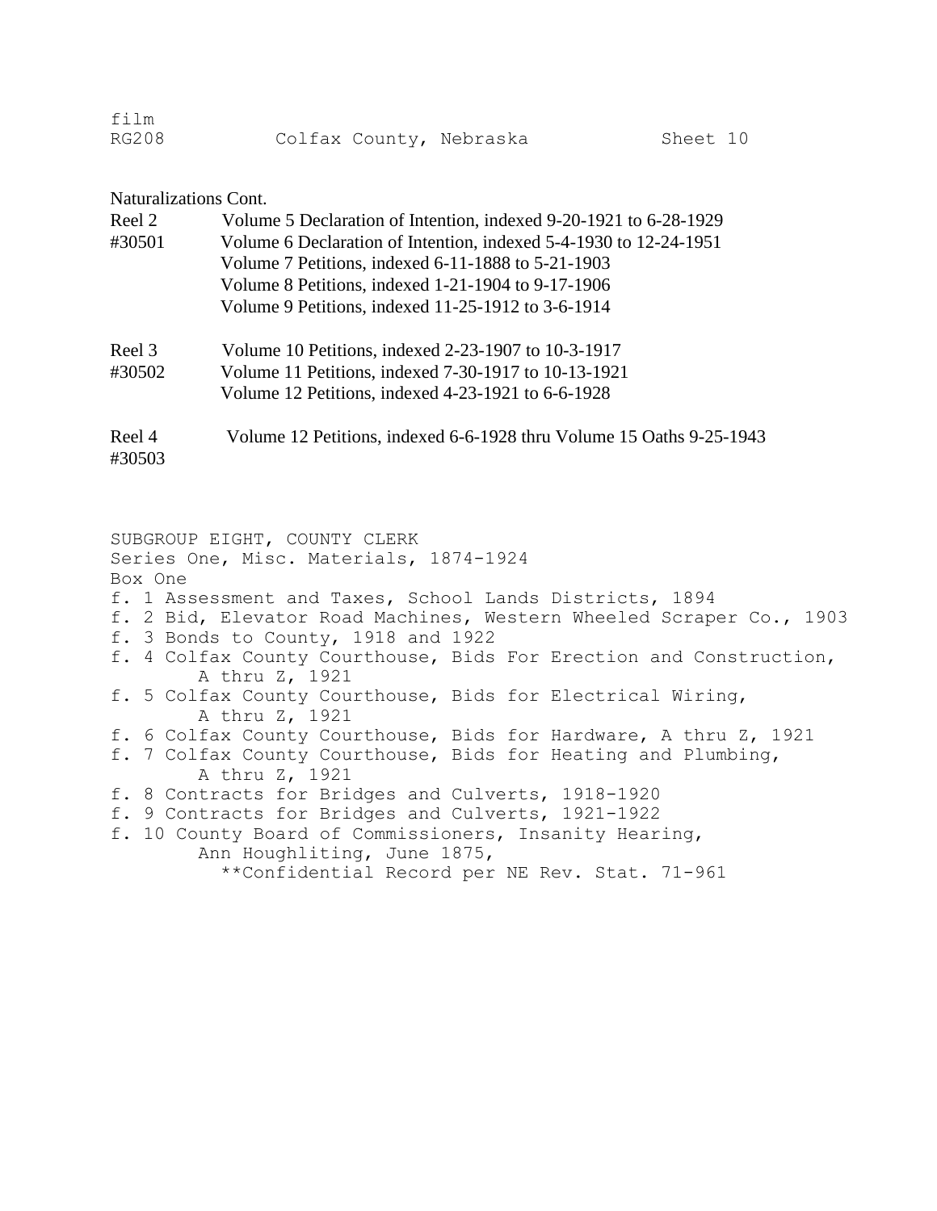Naturalizations Cont.

| | |
|---|---|
| Reel 2<br>#30501 | Volume 5 Declaration of Intention, indexed 9-20-1921 to 6-28-1929<br>Volume 6 Declaration of Intention, indexed 5-4-1930 to 12-24-1951<br>Volume 7 Petitions, indexed 6-11-1888 to 5-21-1903<br>Volume 8 Petitions, indexed 1-21-1904 to 9-17-1906<br>Volume 9 Petitions, indexed 11-25-1912 to 3-6-1914 |
| Reel 3<br>#30502 | Volume 10 Petitions, indexed 2-23-1907 to 10-3-1917<br>Volume 11 Petitions, indexed 7-30-1917 to 10-13-1921<br>Volume 12 Petitions, indexed 4-23-1921 to 6-6-1928 |
| Reel 4<br>#30503 | Volume 12 Petitions, indexed 6-6-1928 thru Volume 15 Oaths 9-25-1943 |

SUBGROUP EIGHT, COUNTY CLERK
Series One, Misc. Materials, 1874-1924
Box One

f. 1 Assessment and Taxes, School Lands Districts, 1894
f. 2 Bid, Elevator Road Machines, Western Wheeled Scraper Co., 1903
f. 3 Bonds to County, 1918 and 1922
f. 4 Colfax County Courthouse, Bids For Erection and Construction, A thru Z, 1921
f. 5 Colfax County Courthouse, Bids for Electrical Wiring, A thru Z, 1921
f. 6 Colfax County Courthouse, Bids for Hardware, A thru Z, 1921
f. 7 Colfax County Courthouse, Bids for Heating and Plumbing, A thru Z, 1921
f. 8 Contracts for Bridges and Culverts, 1918-1920
f. 9 Contracts for Bridges and Culverts, 1921-1922
f. 10 County Board of Commissioners, Insanity Hearing, Ann Houghliting, June 1875,
**Confidential Record per NE Rev. Stat. 71-961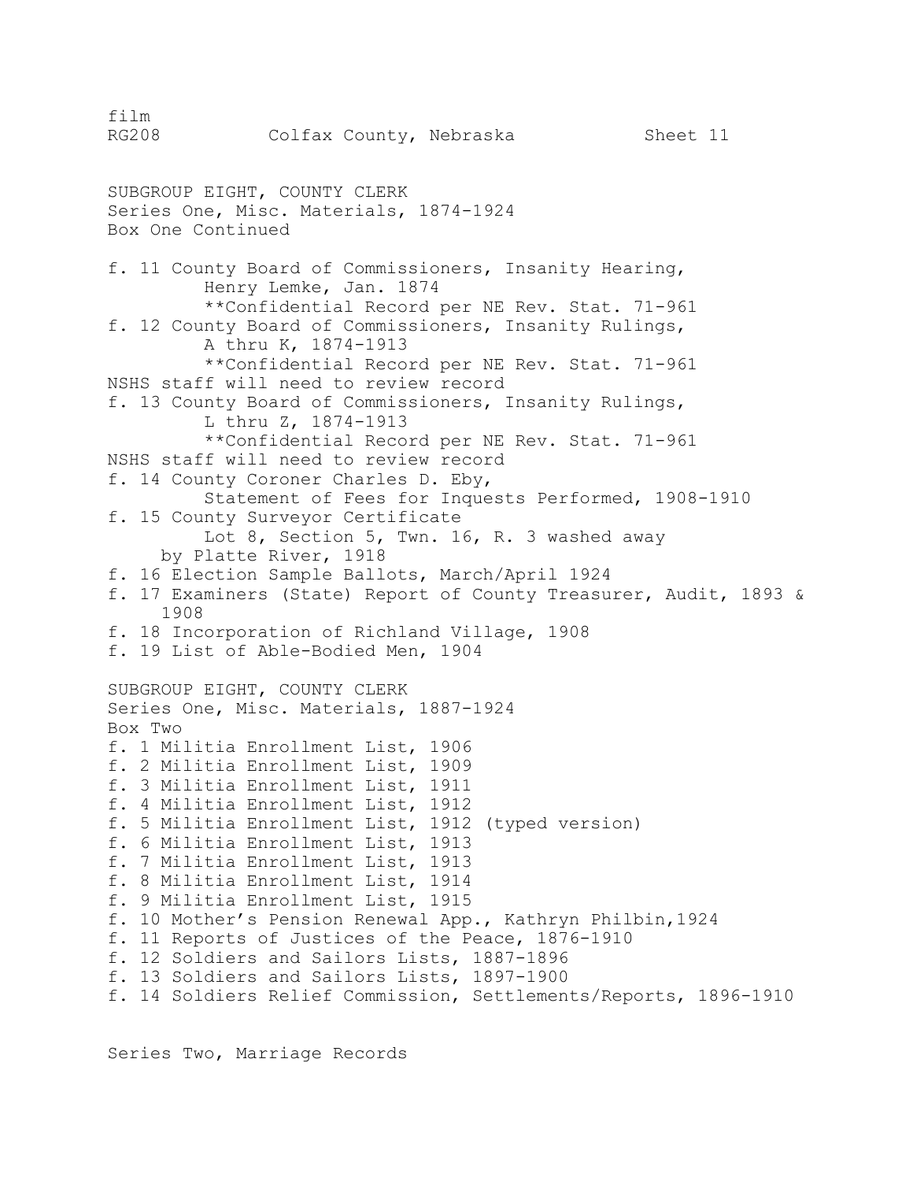film
RG208 Colfax County, Nebraska Sheet 11

SUBGROUP EIGHT, COUNTY CLERK
Series One, Misc. Materials, 1874-1924
Box One Continued

f. 11 County Board of Commissioners, Insanity Hearing,
Henry Lemke, Jan. 1874
**Confidential Record per NE Rev. Stat. 71-961
f. 12 County Board of Commissioners, Insanity Rulings,
A thru K, 1874-1913
**Confidential Record per NE Rev. Stat. 71-961
NSHS staff will need to review record
f. 13 County Board of Commissioners, Insanity Rulings,
L thru Z, 1874-1913
**Confidential Record per NE Rev. Stat. 71-961
NSHS staff will need to review record
f. 14 County Coroner Charles D. Eby,
Statement of Fees for Inquests Performed, 1908-1910
f. 15 County Surveyor Certificate
Lot 8, Section 5, Twn. 16, R. 3 washed away
by Platte River, 1918
f. 16 Election Sample Ballots, March/April 1924
f. 17 Examiners (State) Report of County Treasurer, Audit, 1893 &
1908
f. 18 Incorporation of Richland Village, 1908
f. 19 List of Able-Bodied Men, 1904

SUBGROUP EIGHT, COUNTY CLERK
Series One, Misc. Materials, 1887-1924
Box Two
f. 1 Militia Enrollment List, 1906
f. 2 Militia Enrollment List, 1909
f. 3 Militia Enrollment List, 1911
f. 4 Militia Enrollment List, 1912
f. 5 Militia Enrollment List, 1912 (typed version)
f. 6 Militia Enrollment List, 1913
f. 7 Militia Enrollment List, 1913
f. 8 Militia Enrollment List, 1914
f. 9 Militia Enrollment List, 1915
f. 10 Mother's Pension Renewal App., Kathryn Philbin,1924
f. 11 Reports of Justices of the Peace, 1876-1910
f. 12 Soldiers and Sailors Lists, 1887-1896
f. 13 Soldiers and Sailors Lists, 1897-1900
f. 14 Soldiers Relief Commission, Settlements/Reports, 1896-1910

Series Two, Marriage Records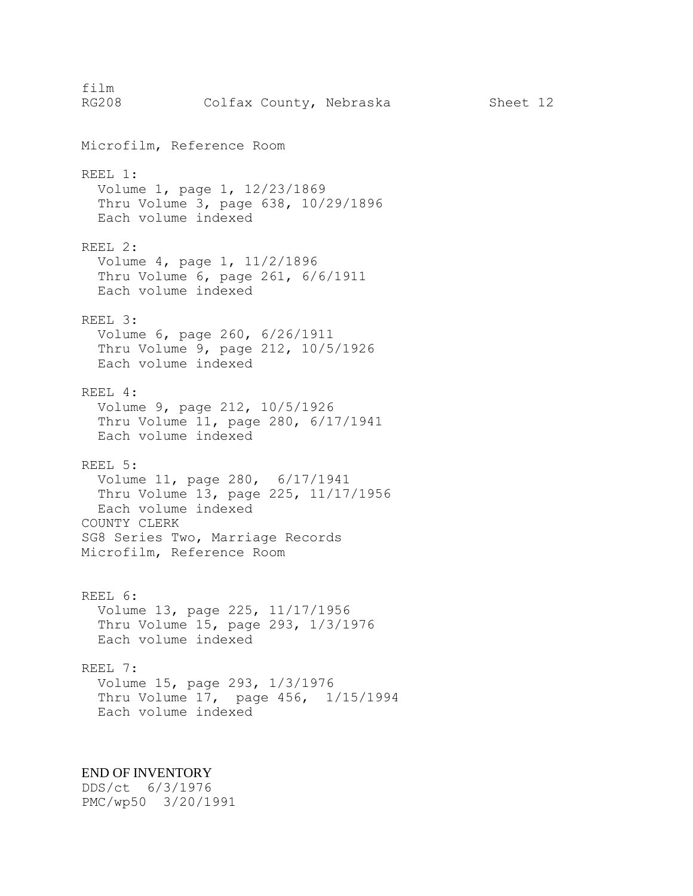film
RG208 Colfax County, Nebraska Sheet 12

Microfilm, Reference Room

REEL 1:
  Volume 1, page 1, 12/23/1869
  Thru Volume 3, page 638, 10/29/1896
  Each volume indexed

REEL 2:
  Volume 4, page 1, 11/2/1896
  Thru Volume 6, page 261, 6/6/1911
  Each volume indexed

REEL 3:
  Volume 6, page 260, 6/26/1911
  Thru Volume 9, page 212, 10/5/1926
  Each volume indexed

REEL 4:
  Volume 9, page 212, 10/5/1926
  Thru Volume 11, page 280, 6/17/1941
  Each volume indexed

REEL 5:
  Volume 11, page 280, 6/17/1941
  Thru Volume 13, page 225, 11/17/1956
  Each volume indexed

COUNTY CLERK
SG8 Series Two, Marriage Records
Microfilm, Reference Room

REEL 6:
  Volume 13, page 225, 11/17/1956
  Thru Volume 15, page 293, 1/3/1976
  Each volume indexed

REEL 7:
  Volume 15, page 293, 1/3/1976
  Thru Volume 17, page 456, 1/15/1994
  Each volume indexed

END OF INVENTORY
DDS/ct 6/3/1976
PMC/wp50 3/20/1991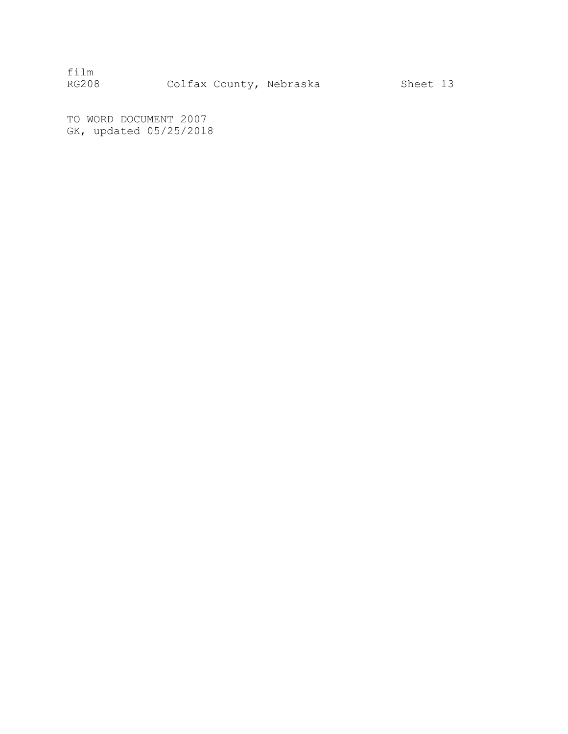film
RG208 Colfax County, Nebraska Sheet 13

TO WORD DOCUMENT 2007
GK, updated 05/25/2018